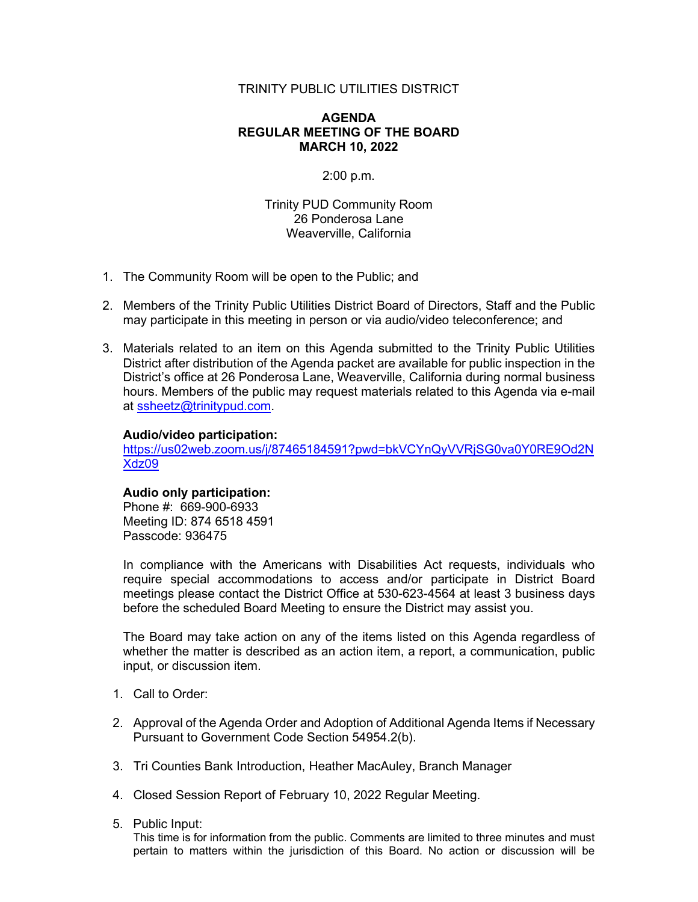TRINITY PUBLIC UTILITIES DISTRICT

**AGENDA**
**REGULAR MEETING OF THE BOARD**
**MARCH 10, 2022**

2:00 p.m.

Trinity PUD Community Room
26 Ponderosa Lane
Weaverville, California

1. The Community Room will be open to the Public; and

2. Members of the Trinity Public Utilities District Board of Directors, Staff and the Public may participate in this meeting in person or via audio/video teleconference; and

3. Materials related to an item on this Agenda submitted to the Trinity Public Utilities District after distribution of the Agenda packet are available for public inspection in the District's office at 26 Ponderosa Lane, Weaverville, California during normal business hours. Members of the public may request materials related to this Agenda via e-mail at ssheetz@trinitypud.com.

   **Audio/video participation:**
   https://us02web.zoom.us/j/87465184591?pwd=bkVCYnQyVVRjSG0va0Y0RE9Od2NXdz09

   **Audio only participation:**
   Phone #: 669-900-6933
   Meeting ID: 874 6518 4591
   Passcode: 936475

   In compliance with the Americans with Disabilities Act requests, individuals who require special accommodations to access and/or participate in District Board meetings please contact the District Office at 530-623-4564 at least 3 business days before the scheduled Board Meeting to ensure the District may assist you.

   The Board may take action on any of the items listed on this Agenda regardless of whether the matter is described as an action item, a report, a communication, public input, or discussion item.

1. Call to Order:

2. Approval of the Agenda Order and Adoption of Additional Agenda Items if Necessary Pursuant to Government Code Section 54954.2(b).

3. Tri Counties Bank Introduction, Heather MacAuley, Branch Manager

4. Closed Session Report of February 10, 2022 Regular Meeting.

5. Public Input:
   This time is for information from the public. Comments are limited to three minutes and must pertain to matters within the jurisdiction of this Board. No action or discussion will be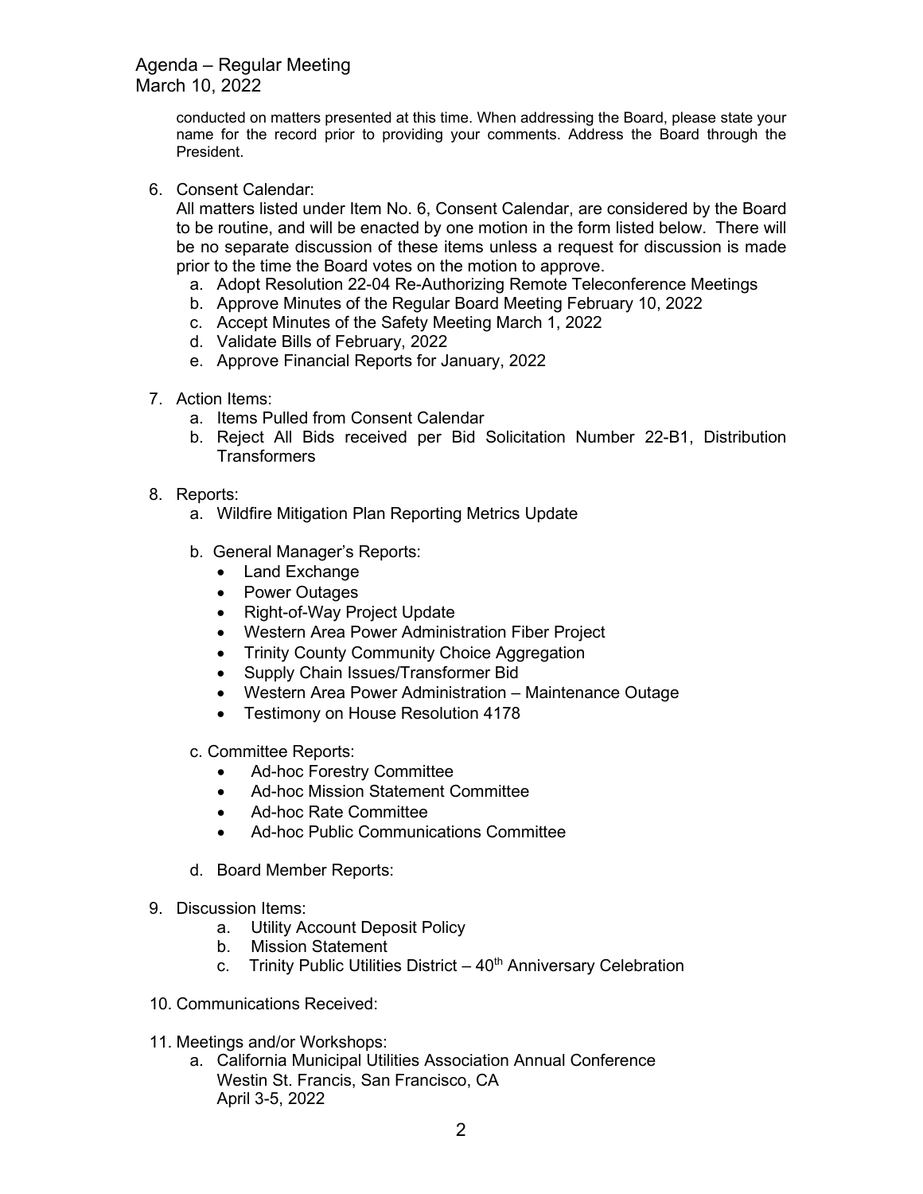conducted on matters presented at this time. When addressing the Board, please state your name for the record prior to providing your comments. Address the Board through the President.

6. Consent Calendar:
   All matters listed under Item No. 6, Consent Calendar, are considered by the Board to be routine, and will be enacted by one motion in the form listed below. There will be no separate discussion of these items unless a request for discussion is made prior to the time the Board votes on the motion to approve.
   a. Adopt Resolution 22-04 Re-Authorizing Remote Teleconference Meetings
   b. Approve Minutes of the Regular Board Meeting February 10, 2022
   c. Accept Minutes of the Safety Meeting March 1, 2022
   d. Validate Bills of February, 2022
   e. Approve Financial Reports for January, 2022

7. Action Items:
   a. Items Pulled from Consent Calendar
   b. Reject All Bids received per Bid Solicitation Number 22-B1, Distribution Transformers

8. Reports:
   a. Wildfire Mitigation Plan Reporting Metrics Update

   b. General Manager's Reports:
      - Land Exchange
      - Power Outages
      - Right-of-Way Project Update
      - Western Area Power Administration Fiber Project
      - Trinity County Community Choice Aggregation
      - Supply Chain Issues/Transformer Bid
      - Western Area Power Administration – Maintenance Outage
      - Testimony on House Resolution 4178

   c. Committee Reports:
      - Ad-hoc Forestry Committee
      - Ad-hoc Mission Statement Committee
      - Ad-hoc Rate Committee
      - Ad-hoc Public Communications Committee

   d. Board Member Reports:

9. Discussion Items:
   a. Utility Account Deposit Policy
   b. Mission Statement
   c. Trinity Public Utilities District – 40th Anniversary Celebration

10. Communications Received:

11. Meetings and/or Workshops:
    a. California Municipal Utilities Association Annual Conference
       Westin St. Francis, San Francisco, CA
       April 3-5, 2022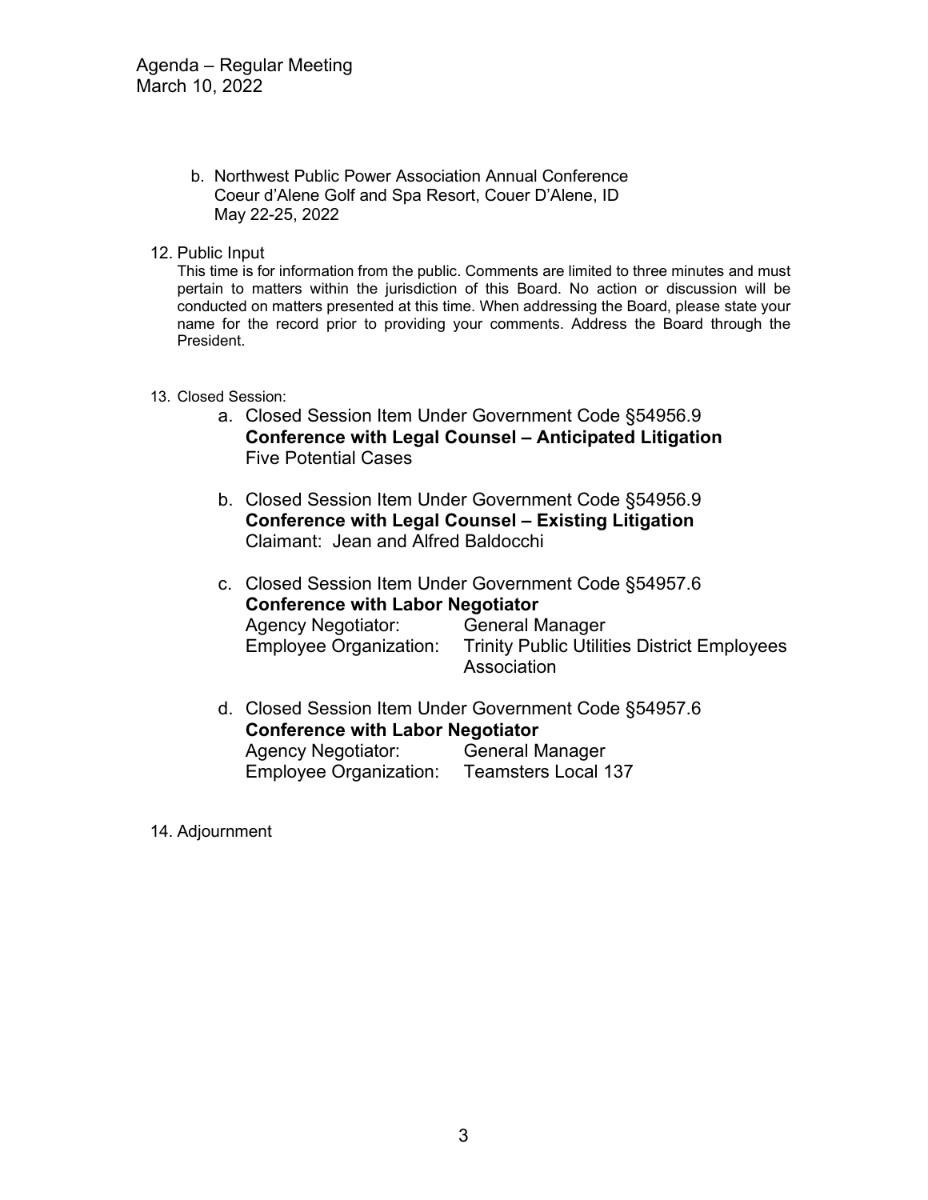b. Northwest Public Power Association Annual Conference
   Coeur d'Alene Golf and Spa Resort, Couer D'Alene, ID
   May 22-25, 2022

12. Public Input

This time is for information from the public. Comments are limited to three minutes and must pertain to matters within the jurisdiction of this Board. No action or discussion will be conducted on matters presented at this time. When addressing the Board, please state your name for the record prior to providing your comments. Address the Board through the President.

13. Closed Session:

a. Closed Session Item Under Government Code §54956.9
   **Conference with Legal Counsel – Anticipated Litigation**
   Five Potential Cases

b. Closed Session Item Under Government Code §54956.9
   **Conference with Legal Counsel – Existing Litigation**
   Claimant: Jean and Alfred Baldocchi

c. Closed Session Item Under Government Code §54957.6
   **Conference with Labor Negotiator**
   Agency Negotiator: General Manager
   Employee Organization: Trinity Public Utilities District Employees Association

d. Closed Session Item Under Government Code §54957.6
   **Conference with Labor Negotiator**
   Agency Negotiator: General Manager
   Employee Organization: Teamsters Local 137

14. Adjournment